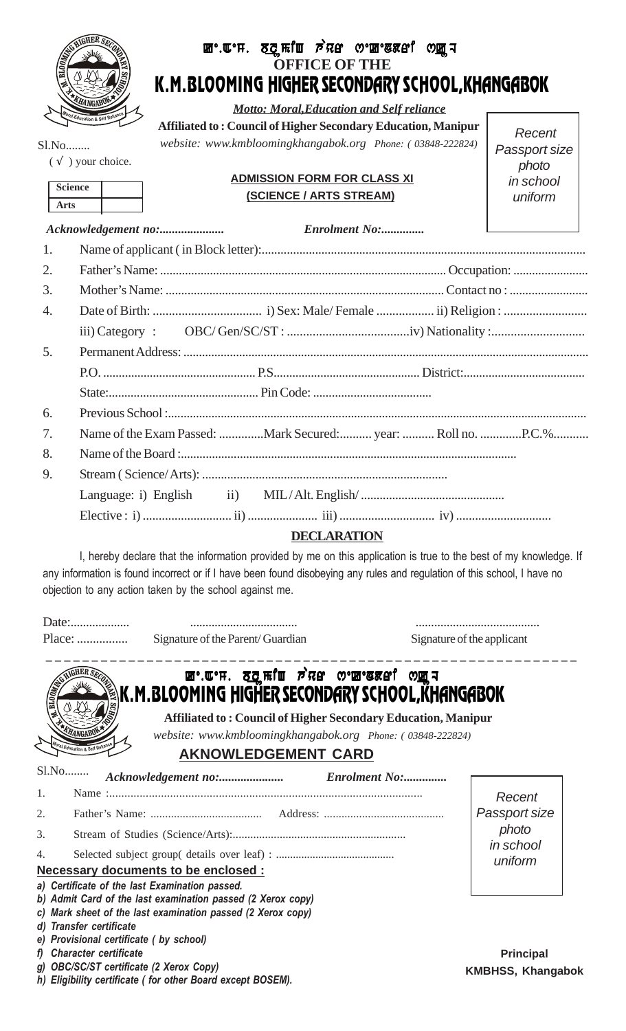# OFFICE OF THE
# K.M.BLOOMING HIGHER SECONDARY SCHOOL,KHANGABOK

*Motto: Moral,Education and Self reliance*

**Affiliated to : Council of Higher Secondary Education, Manipur**

*website: www.kmbloomingkhangabok.org Phone: ( 03848-222824)*

Recent Passport size photo in school uniform

Sl.No........

( √ ) your choice.

| Science | |
|---|---|
| Arts | |

**ADMISSION FORM FOR CLASS XI**
**(SCIENCE / ARTS STREAM)**

*Acknowledgement no:.....................* *Enrolment No:..............*

1. Name of applicant ( in Block letter):......................................................................................................
2. Father's Name: ........................................................................................... Occupation: ........................
3. Mother's Name: ........................................................................................ Contact no : .........................
4. Date of Birth: .................................. i) Sex: Male/ Female .................. ii) Religion : ..........................
   iii) Category : OBC/ Gen/SC/ST : ......................................iv) Nationality :.............................
5. Permanent Address: .........................................................................................................................
   P.O. ................................................ P.S.............................................. District:.......................................
   State:................................................ Pin Code: ......................................
6. Previous School :.................................................................................................................................
7. Name of the Exam Passed: .............Mark Secured:.......... year: .......... Roll no. .............P.C.%...........
8. Name of the Board :..........................................................................................................
9. Stream ( Science/Arts): .............................................................................
   Language: i) English ii) MIL / Alt. English/ .............................................
   Elective : i) ............................ ii) ...................... iii) ............................. iv) .............................

**DECLARATION**

I, hereby declare that the information provided by me on this application is true to the best of my knowledge. If any information is found incorrect or if I have been found disobeying any rules and regulation of this school, I have no objection to any action taken by the school against me.

Date:...................

Place: ................ Signature of the Parent/ Guardian Signature of the applicant

---

# K.M.BLOOMING HIGHER SECONDARY SCHOOL,KHANGABOK

**Affiliated to : Council of Higher Secondary Education, Manipur**

*website: www.kmbloomingkhangabok.org Phone: ( 03848-222824)*

## AKNOWLEDGEMENT CARD

Sl.No........ *Acknowledgement no:.....................* *Enrolment No:..............*

Recent Passport size photo in school uniform

1. Name :.......................................................................................................
2. Father's Name: ...................................... Address: .........................................
3. Stream of Studies (Science/Arts):..........................................................
4. Selected subject group( details over leaf) : .........................................

**Necessary documents to be enclosed :**

*a) Certificate of the last Examination passed.*
*b) Admit Card of the last examination passed (2 Xerox copy)*
*c) Mark sheet of the last examination passed (2 Xerox copy)*
*d) Transfer certificate*
*e) Provisional certificate ( by school)*
*f) Character certificate*
*g) OBC/SC/ST certificate (2 Xerox Copy)*
*h) Eligibility certificate ( for other Board except BOSEM).*

**Principal**
**KMBHSS, Khangabok**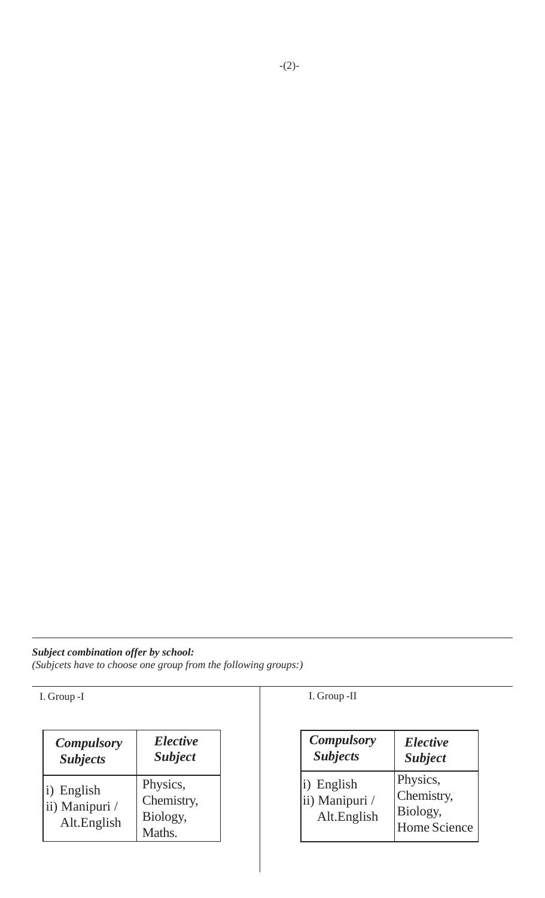***Subject combination offer by school:***
*(Subjcets have to choose one group from the following groups:)*

I. Group -I

| ***Compulsory Subjects*** | ***Elective Subject*** |
|---|---|
| i) English<br>ii) Manipuri / Alt.English | Physics,<br>Chemistry,<br>Biology,<br>Maths. |

I. Group -II

| ***Compulsory Subjects*** | ***Elective Subject*** |
|---|---|
| i) English<br>ii) Manipuri / Alt.English | Physics,<br>Chemistry,<br>Biology,<br>Home Science |